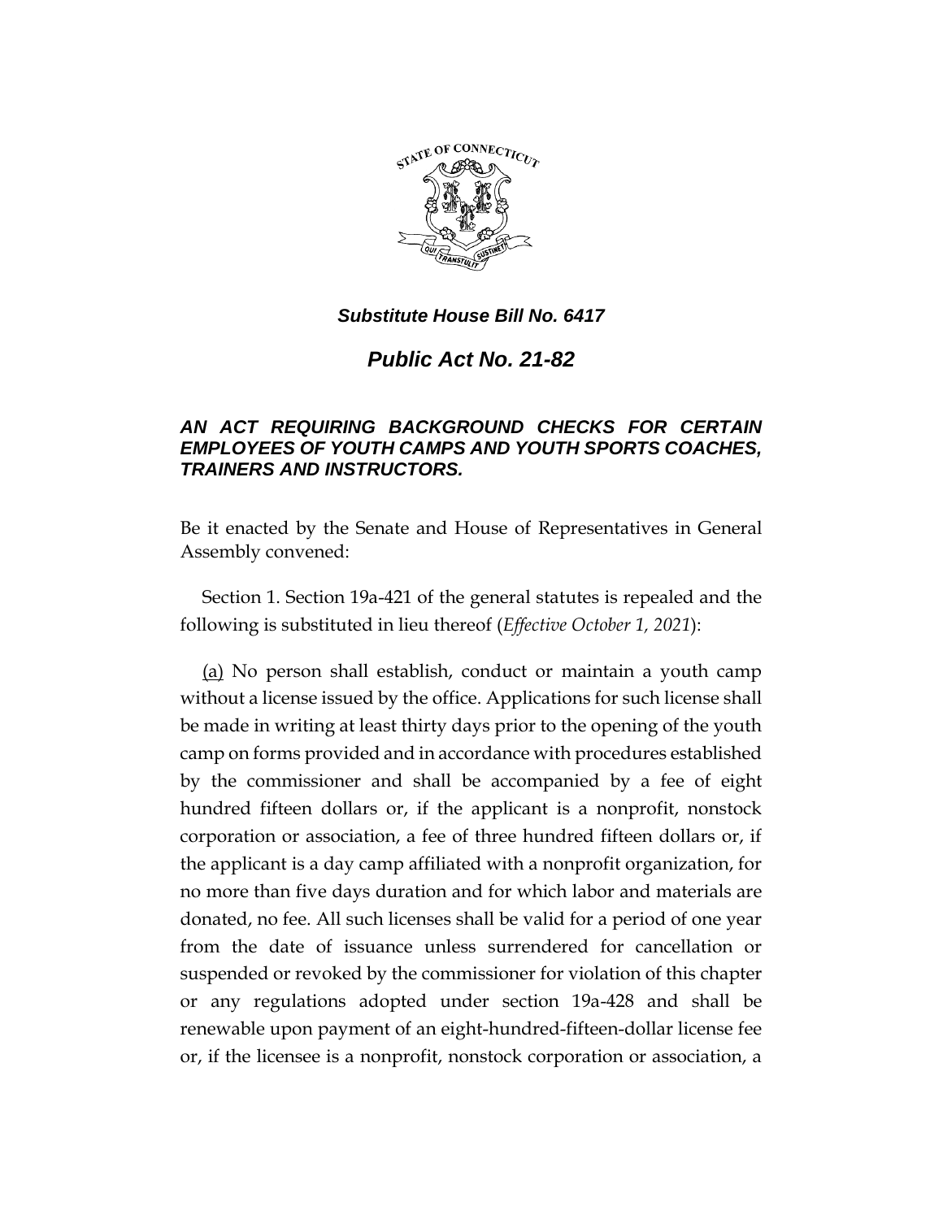# *Substitute House Bill No. 6417*

## *Public Act No. 21-82*

### *AN ACT REQUIRING BACKGROUND CHECKS FOR CERTAIN EMPLOYEES OF YOUTH CAMPS AND YOUTH SPORTS COACHES, TRAINERS AND INSTRUCTORS.*

Be it enacted by the Senate and House of Representatives in General Assembly convened:

Section 1. Section 19a-421 of the general statutes is repealed and the following is substituted in lieu thereof (*Effective October 1, 2021*):

(a) No person shall establish, conduct or maintain a youth camp without a license issued by the office. Applications for such license shall be made in writing at least thirty days prior to the opening of the youth camp on forms provided and in accordance with procedures established by the commissioner and shall be accompanied by a fee of eight hundred fifteen dollars or, if the applicant is a nonprofit, nonstock corporation or association, a fee of three hundred fifteen dollars or, if the applicant is a day camp affiliated with a nonprofit organization, for no more than five days duration and for which labor and materials are donated, no fee. All such licenses shall be valid for a period of one year from the date of issuance unless surrendered for cancellation or suspended or revoked by the commissioner for violation of this chapter or any regulations adopted under section 19a-428 and shall be renewable upon payment of an eight-hundred-fifteen-dollar license fee or, if the licensee is a nonprofit, nonstock corporation or association, a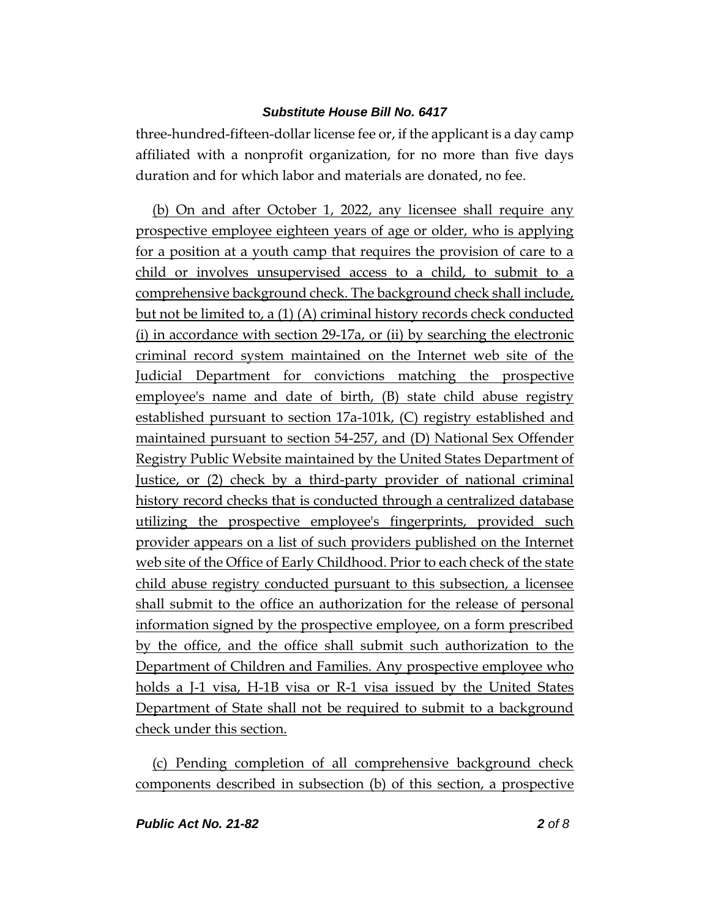three-hundred-fifteen-dollar license fee or, if the applicant is a day camp affiliated with a nonprofit organization, for no more than five days duration and for which labor and materials are donated, no fee.

(b) On and after October 1, 2022, any licensee shall require any prospective employee eighteen years of age or older, who is applying for a position at a youth camp that requires the provision of care to a child or involves unsupervised access to a child, to submit to a comprehensive background check. The background check shall include, but not be limited to, a (1) (A) criminal history records check conducted (i) in accordance with section 29-17a, or (ii) by searching the electronic criminal record system maintained on the Internet web site of the Judicial Department for convictions matching the prospective employee's name and date of birth, (B) state child abuse registry established pursuant to section 17a-101k, (C) registry established and maintained pursuant to section 54-257, and (D) National Sex Offender Registry Public Website maintained by the United States Department of Justice, or (2) check by a third-party provider of national criminal history record checks that is conducted through a centralized database utilizing the prospective employee's fingerprints, provided such provider appears on a list of such providers published on the Internet web site of the Office of Early Childhood. Prior to each check of the state child abuse registry conducted pursuant to this subsection, a licensee shall submit to the office an authorization for the release of personal information signed by the prospective employee, on a form prescribed by the office, and the office shall submit such authorization to the Department of Children and Families. Any prospective employee who holds a J-1 visa, H-1B visa or R-1 visa issued by the United States Department of State shall not be required to submit to a background check under this section.

(c) Pending completion of all comprehensive background check components described in subsection (b) of this section, a prospective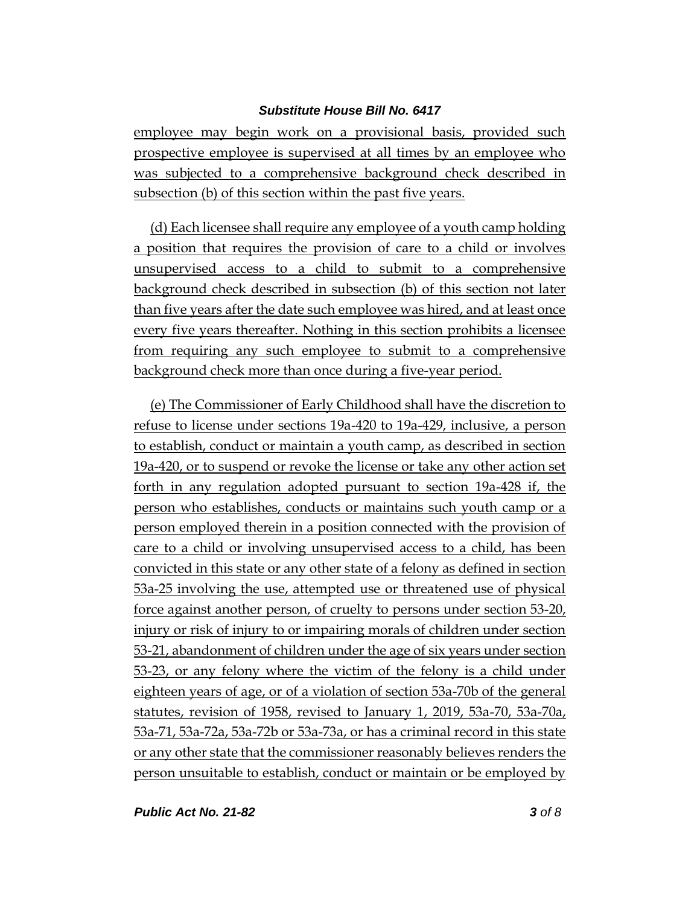employee may begin work on a provisional basis, provided such prospective employee is supervised at all times by an employee who was subjected to a comprehensive background check described in subsection (b) of this section within the past five years.

(d) Each licensee shall require any employee of a youth camp holding a position that requires the provision of care to a child or involves unsupervised access to a child to submit to a comprehensive background check described in subsection (b) of this section not later than five years after the date such employee was hired, and at least once every five years thereafter. Nothing in this section prohibits a licensee from requiring any such employee to submit to a comprehensive background check more than once during a five-year period.

(e) The Commissioner of Early Childhood shall have the discretion to refuse to license under sections 19a-420 to 19a-429, inclusive, a person to establish, conduct or maintain a youth camp, as described in section 19a-420, or to suspend or revoke the license or take any other action set forth in any regulation adopted pursuant to section 19a-428 if, the person who establishes, conducts or maintains such youth camp or a person employed therein in a position connected with the provision of care to a child or involving unsupervised access to a child, has been convicted in this state or any other state of a felony as defined in section 53a-25 involving the use, attempted use or threatened use of physical force against another person, of cruelty to persons under section 53-20, injury or risk of injury to or impairing morals of children under section 53-21, abandonment of children under the age of six years under section 53-23, or any felony where the victim of the felony is a child under eighteen years of age, or of a violation of section 53a-70b of the general statutes, revision of 1958, revised to January 1, 2019, 53a-70, 53a-70a, 53a-71, 53a-72a, 53a-72b or 53a-73a, or has a criminal record in this state or any other state that the commissioner reasonably believes renders the person unsuitable to establish, conduct or maintain or be employed by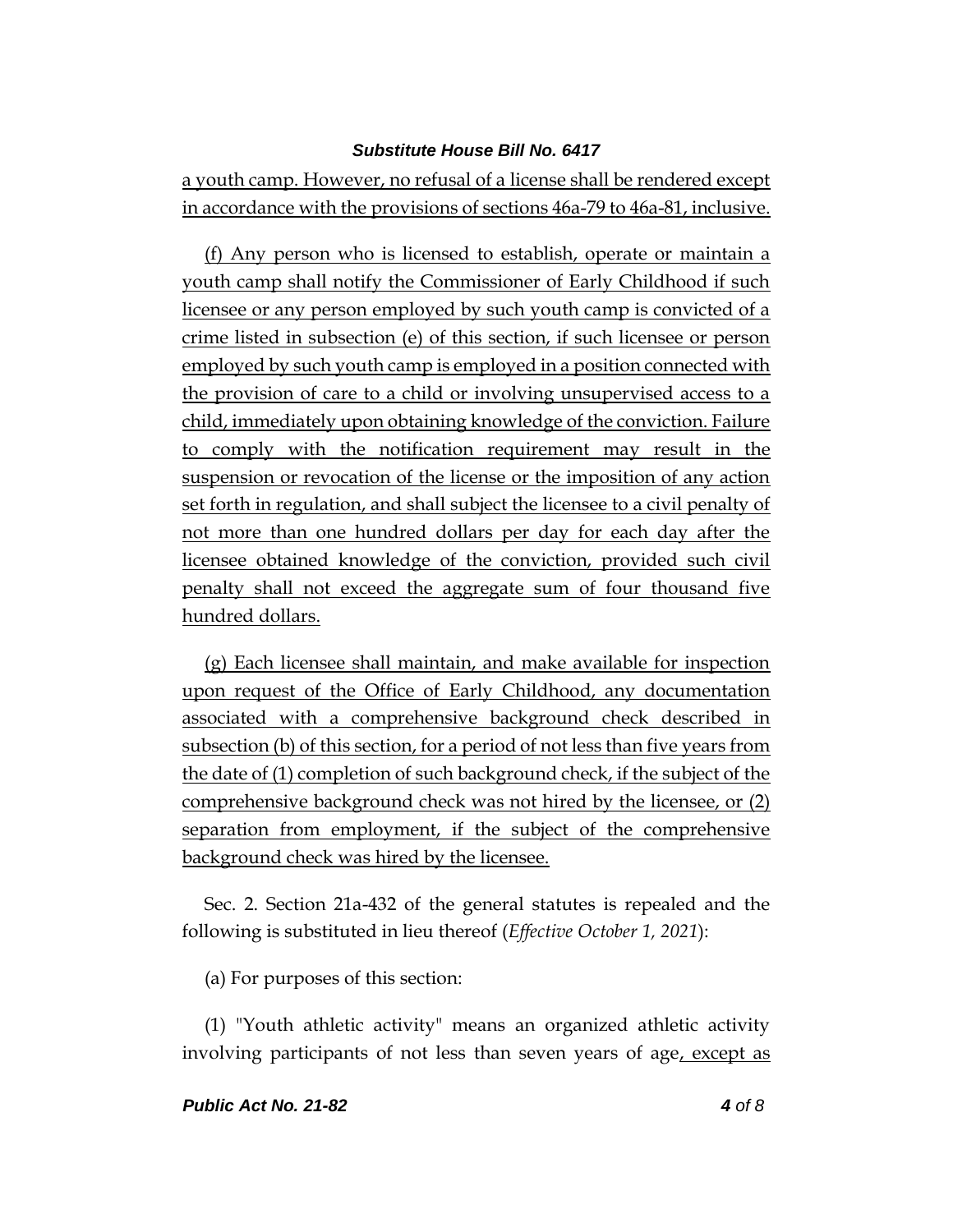a youth camp. However, no refusal of a license shall be rendered except in accordance with the provisions of sections 46a-79 to 46a-81, inclusive.

(f) Any person who is licensed to establish, operate or maintain a youth camp shall notify the Commissioner of Early Childhood if such licensee or any person employed by such youth camp is convicted of a crime listed in subsection (e) of this section, if such licensee or person employed by such youth camp is employed in a position connected with the provision of care to a child or involving unsupervised access to a child, immediately upon obtaining knowledge of the conviction. Failure to comply with the notification requirement may result in the suspension or revocation of the license or the imposition of any action set forth in regulation, and shall subject the licensee to a civil penalty of not more than one hundred dollars per day for each day after the licensee obtained knowledge of the conviction, provided such civil penalty shall not exceed the aggregate sum of four thousand five hundred dollars.

(g) Each licensee shall maintain, and make available for inspection upon request of the Office of Early Childhood, any documentation associated with a comprehensive background check described in subsection (b) of this section, for a period of not less than five years from the date of (1) completion of such background check, if the subject of the comprehensive background check was not hired by the licensee, or (2) separation from employment, if the subject of the comprehensive background check was hired by the licensee.

Sec. 2. Section 21a-432 of the general statutes is repealed and the following is substituted in lieu thereof (*Effective October 1, 2021*):

(a) For purposes of this section:

(1) "Youth athletic activity" means an organized athletic activity involving participants of not less than seven years of age, except as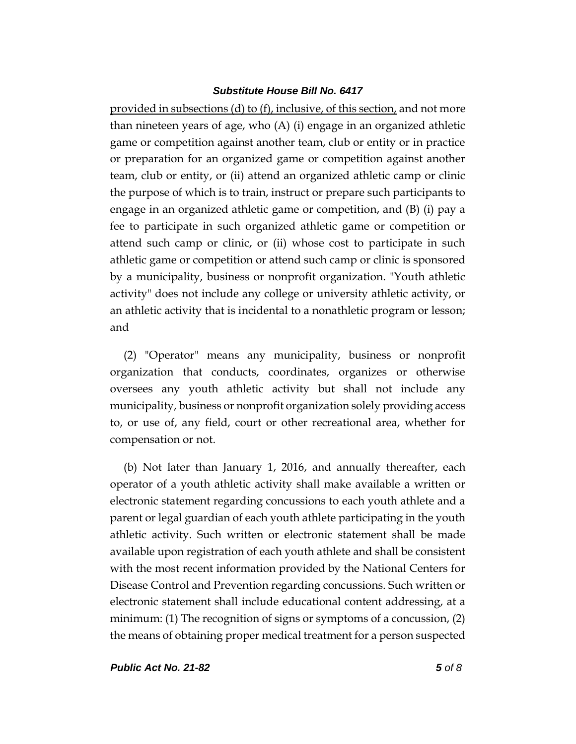provided in subsections (d) to (f), inclusive, of this section, and not more than nineteen years of age, who (A) (i) engage in an organized athletic game or competition against another team, club or entity or in practice or preparation for an organized game or competition against another team, club or entity, or (ii) attend an organized athletic camp or clinic the purpose of which is to train, instruct or prepare such participants to engage in an organized athletic game or competition, and (B) (i) pay a fee to participate in such organized athletic game or competition or attend such camp or clinic, or (ii) whose cost to participate in such athletic game or competition or attend such camp or clinic is sponsored by a municipality, business or nonprofit organization. "Youth athletic activity" does not include any college or university athletic activity, or an athletic activity that is incidental to a nonathletic program or lesson; and

(2) "Operator" means any municipality, business or nonprofit organization that conducts, coordinates, organizes or otherwise oversees any youth athletic activity but shall not include any municipality, business or nonprofit organization solely providing access to, or use of, any field, court or other recreational area, whether for compensation or not.

(b) Not later than January 1, 2016, and annually thereafter, each operator of a youth athletic activity shall make available a written or electronic statement regarding concussions to each youth athlete and a parent or legal guardian of each youth athlete participating in the youth athletic activity. Such written or electronic statement shall be made available upon registration of each youth athlete and shall be consistent with the most recent information provided by the National Centers for Disease Control and Prevention regarding concussions. Such written or electronic statement shall include educational content addressing, at a minimum: (1) The recognition of signs or symptoms of a concussion, (2) the means of obtaining proper medical treatment for a person suspected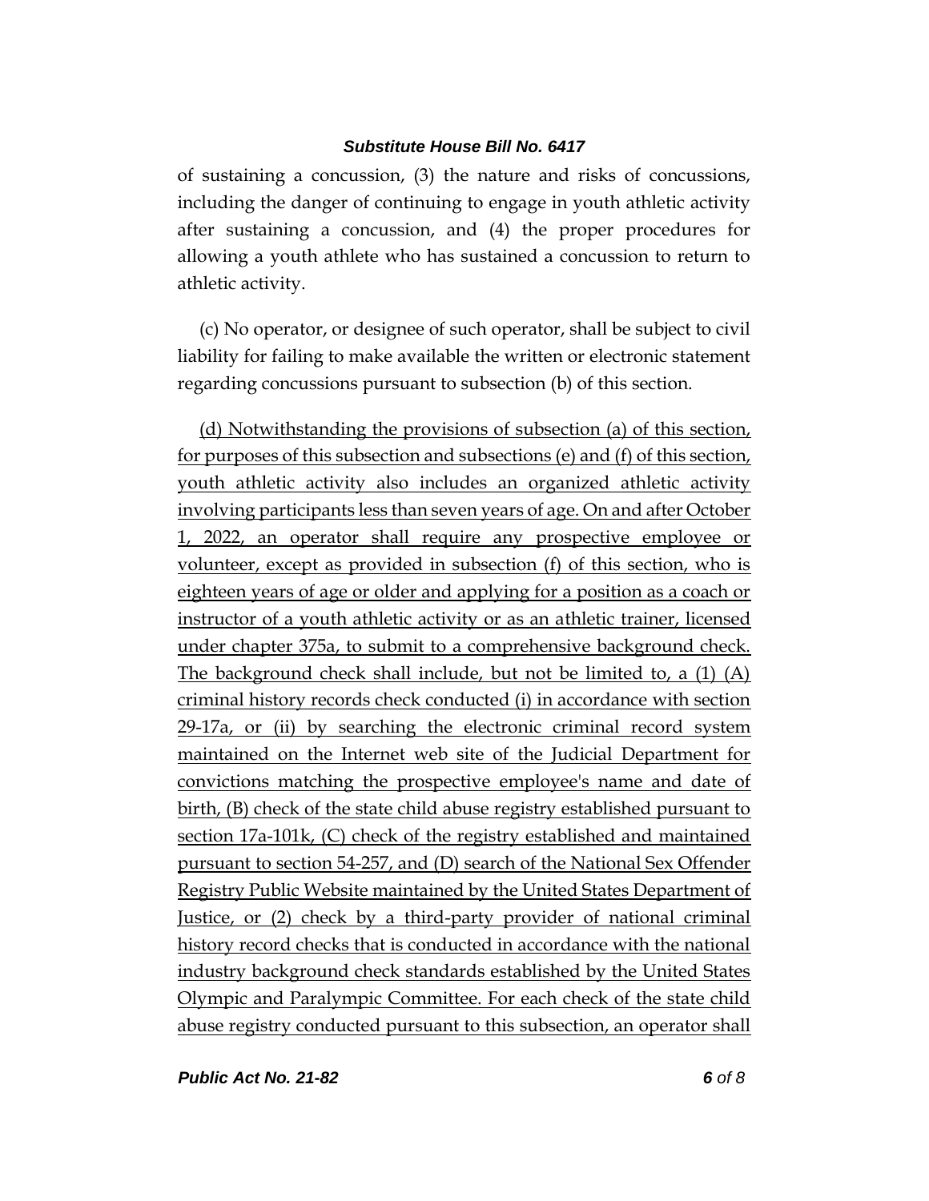of sustaining a concussion, (3) the nature and risks of concussions, including the danger of continuing to engage in youth athletic activity after sustaining a concussion, and (4) the proper procedures for allowing a youth athlete who has sustained a concussion to return to athletic activity.

(c) No operator, or designee of such operator, shall be subject to civil liability for failing to make available the written or electronic statement regarding concussions pursuant to subsection (b) of this section.

(d) Notwithstanding the provisions of subsection (a) of this section, for purposes of this subsection and subsections (e) and (f) of this section, youth athletic activity also includes an organized athletic activity involving participants less than seven years of age. On and after October 1, 2022, an operator shall require any prospective employee or volunteer, except as provided in subsection (f) of this section, who is eighteen years of age or older and applying for a position as a coach or instructor of a youth athletic activity or as an athletic trainer, licensed under chapter 375a, to submit to a comprehensive background check. The background check shall include, but not be limited to, a (1) (A) criminal history records check conducted (i) in accordance with section 29-17a, or (ii) by searching the electronic criminal record system maintained on the Internet web site of the Judicial Department for convictions matching the prospective employee's name and date of birth, (B) check of the state child abuse registry established pursuant to section 17a-101k, (C) check of the registry established and maintained pursuant to section 54-257, and (D) search of the National Sex Offender Registry Public Website maintained by the United States Department of Justice, or (2) check by a third-party provider of national criminal history record checks that is conducted in accordance with the national industry background check standards established by the United States Olympic and Paralympic Committee. For each check of the state child abuse registry conducted pursuant to this subsection, an operator shall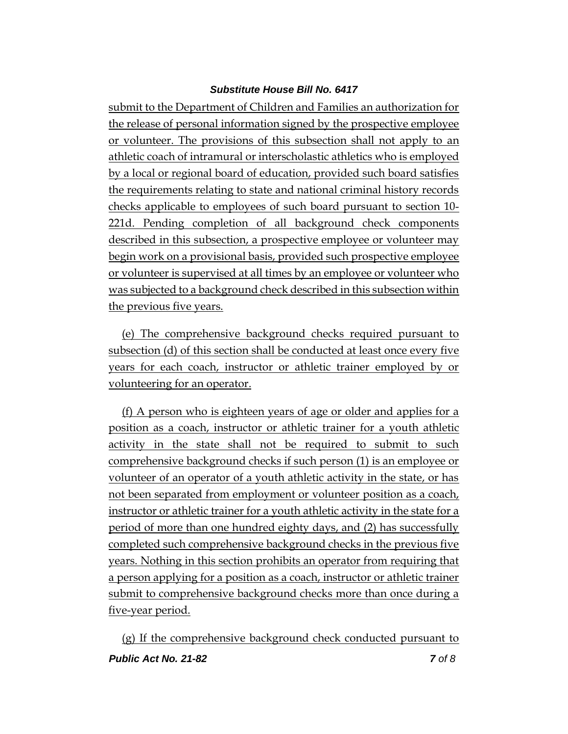submit to the Department of Children and Families an authorization for the release of personal information signed by the prospective employee or volunteer. The provisions of this subsection shall not apply to an athletic coach of intramural or interscholastic athletics who is employed by a local or regional board of education, provided such board satisfies the requirements relating to state and national criminal history records checks applicable to employees of such board pursuant to section 10-221d. Pending completion of all background check components described in this subsection, a prospective employee or volunteer may begin work on a provisional basis, provided such prospective employee or volunteer is supervised at all times by an employee or volunteer who was subjected to a background check described in this subsection within the previous five years.

(e) The comprehensive background checks required pursuant to subsection (d) of this section shall be conducted at least once every five years for each coach, instructor or athletic trainer employed by or volunteering for an operator.

(f) A person who is eighteen years of age or older and applies for a position as a coach, instructor or athletic trainer for a youth athletic activity in the state shall not be required to submit to such comprehensive background checks if such person (1) is an employee or volunteer of an operator of a youth athletic activity in the state, or has not been separated from employment or volunteer position as a coach, instructor or athletic trainer for a youth athletic activity in the state for a period of more than one hundred eighty days, and (2) has successfully completed such comprehensive background checks in the previous five years. Nothing in this section prohibits an operator from requiring that a person applying for a position as a coach, instructor or athletic trainer submit to comprehensive background checks more than once during a five-year period.

(g) If the comprehensive background check conducted pursuant to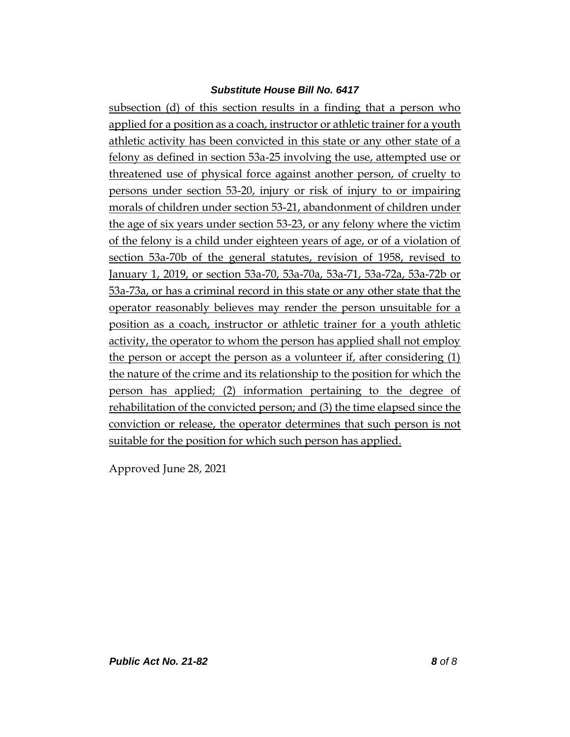subsection (d) of this section results in a finding that a person who applied for a position as a coach, instructor or athletic trainer for a youth athletic activity has been convicted in this state or any other state of a felony as defined in section 53a-25 involving the use, attempted use or threatened use of physical force against another person, of cruelty to persons under section 53-20, injury or risk of injury to or impairing morals of children under section 53-21, abandonment of children under the age of six years under section 53-23, or any felony where the victim of the felony is a child under eighteen years of age, or of a violation of section 53a-70b of the general statutes, revision of 1958, revised to January 1, 2019, or section 53a-70, 53a-70a, 53a-71, 53a-72a, 53a-72b or 53a-73a, or has a criminal record in this state or any other state that the operator reasonably believes may render the person unsuitable for a position as a coach, instructor or athletic trainer for a youth athletic activity, the operator to whom the person has applied shall not employ the person or accept the person as a volunteer if, after considering (1) the nature of the crime and its relationship to the position for which the person has applied; (2) information pertaining to the degree of rehabilitation of the convicted person; and (3) the time elapsed since the conviction or release, the operator determines that such person is not suitable for the position for which such person has applied.

Approved June 28, 2021